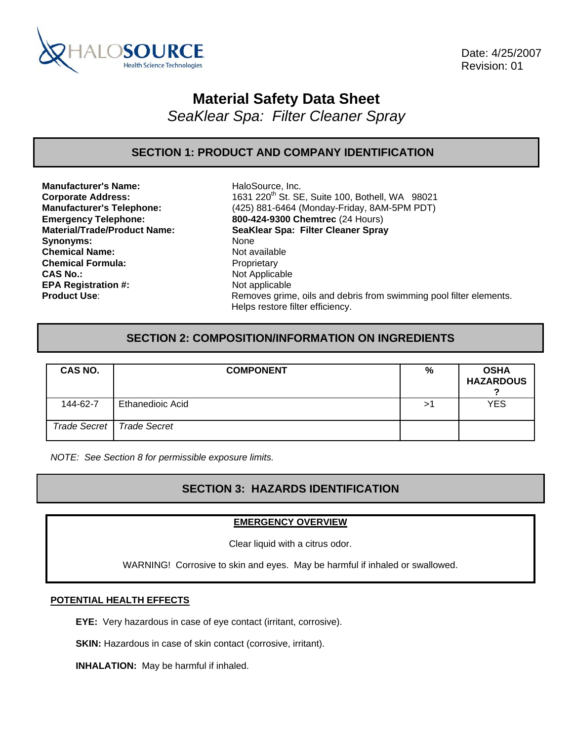HALOSOURCE Health Science Technologies

Date: 4/25/2007
Revision: 01

# Material Safety Data Sheet

*SeaKlear Spa: Filter Cleaner Spray*

## SECTION 1: PRODUCT AND COMPANY IDENTIFICATION

**Manufacturer's Name:** HaloSource, Inc.
**Corporate Address:** 1631 220th St. SE, Suite 100, Bothell, WA 98021
**Manufacturer's Telephone:** (425) 881-6464 (Monday-Friday, 8AM-5PM PDT)
**Emergency Telephone:** **800-424-9300 Chemtrec** (24 Hours)
**Material/Trade/Product Name:** **SeaKlear Spa: Filter Cleaner Spray**
**Synonyms:** None
**Chemical Name:** Not available
**Chemical Formula:** Proprietary
**CAS No.:** Not Applicable
**EPA Registration #:** Not applicable
**Product Use**: Removes grime, oils and debris from swimming pool filter elements. Helps restore filter efficiency.

## SECTION 2: COMPOSITION/INFORMATION ON INGREDIENTS

| CAS NO. | COMPONENT | % | OSHA HAZARDOUS ? |
|---|---|---|---|
| 144-62-7 | Ethanedioic Acid | >1 | YES |
| *Trade Secret* | *Trade Secret* | | |

*NOTE: See Section 8 for permissible exposure limits.*

## SECTION 3: HAZARDS IDENTIFICATION

**EMERGENCY OVERVIEW**

Clear liquid with a citrus odor.

WARNING! Corrosive to skin and eyes. May be harmful if inhaled or swallowed.

**POTENTIAL HEALTH EFFECTS**

**EYE:** Very hazardous in case of eye contact (irritant, corrosive).

**SKIN:** Hazardous in case of skin contact (corrosive, irritant).

**INHALATION:** May be harmful if inhaled.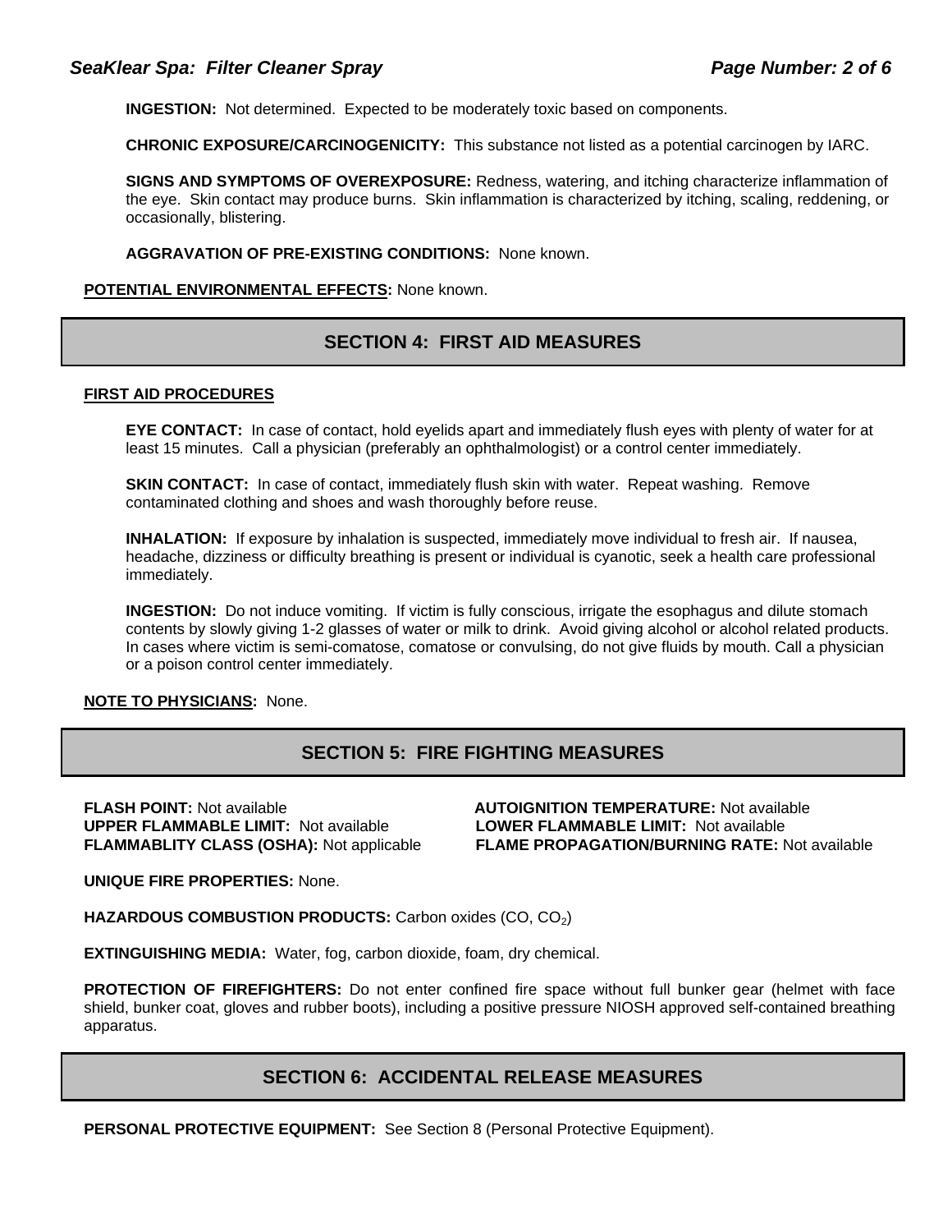**INGESTION:** Not determined. Expected to be moderately toxic based on components.

**CHRONIC EXPOSURE/CARCINOGENICITY:** This substance not listed as a potential carcinogen by IARC.

**SIGNS AND SYMPTOMS OF OVEREXPOSURE:** Redness, watering, and itching characterize inflammation of the eye. Skin contact may produce burns. Skin inflammation is characterized by itching, scaling, reddening, or occasionally, blistering.

**AGGRAVATION OF PRE-EXISTING CONDITIONS:** None known.

**POTENTIAL ENVIRONMENTAL EFFECTS:** None known.

## SECTION 4: FIRST AID MEASURES

**FIRST AID PROCEDURES**

**EYE CONTACT:** In case of contact, hold eyelids apart and immediately flush eyes with plenty of water for at least 15 minutes. Call a physician (preferably an ophthalmologist) or a control center immediately.

**SKIN CONTACT:** In case of contact, immediately flush skin with water. Repeat washing. Remove contaminated clothing and shoes and wash thoroughly before reuse.

**INHALATION:** If exposure by inhalation is suspected, immediately move individual to fresh air. If nausea, headache, dizziness or difficulty breathing is present or individual is cyanotic, seek a health care professional immediately.

**INGESTION:** Do not induce vomiting. If victim is fully conscious, irrigate the esophagus and dilute stomach contents by slowly giving 1-2 glasses of water or milk to drink. Avoid giving alcohol or alcohol related products. In cases where victim is semi-comatose, comatose or convulsing, do not give fluids by mouth. Call a physician or a poison control center immediately.

**NOTE TO PHYSICIANS:** None.

## SECTION 5: FIRE FIGHTING MEASURES

**FLASH POINT:** Not available
**AUTOIGNITION TEMPERATURE:** Not available
**UPPER FLAMMABLE LIMIT:** Not available
**LOWER FLAMMABLE LIMIT:** Not available
**FLAMMABLITY CLASS (OSHA):** Not applicable
**FLAME PROPAGATION/BURNING RATE:** Not available

**UNIQUE FIRE PROPERTIES:** None.

**HAZARDOUS COMBUSTION PRODUCTS:** Carbon oxides (CO, $CO_2$)

**EXTINGUISHING MEDIA:** Water, fog, carbon dioxide, foam, dry chemical.

**PROTECTION OF FIREFIGHTERS:** Do not enter confined fire space without full bunker gear (helmet with face shield, bunker coat, gloves and rubber boots), including a positive pressure NIOSH approved self-contained breathing apparatus.

## SECTION 6: ACCIDENTAL RELEASE MEASURES

**PERSONAL PROTECTIVE EQUIPMENT:** See Section 8 (Personal Protective Equipment).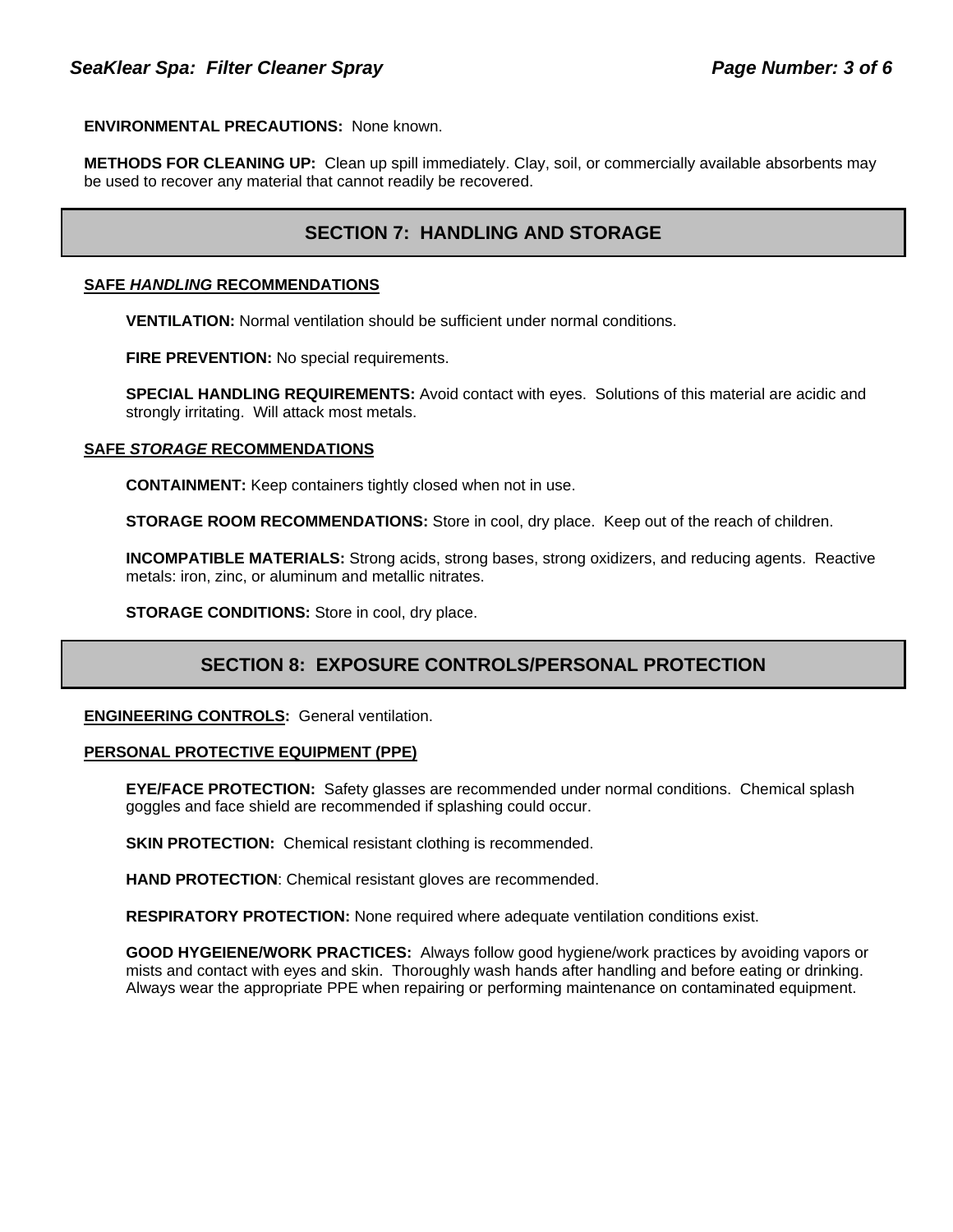**ENVIRONMENTAL PRECAUTIONS:** None known.

**METHODS FOR CLEANING UP:** Clean up spill immediately. Clay, soil, or commercially available absorbents may be used to recover any material that cannot readily be recovered.

## SECTION 7: HANDLING AND STORAGE

**SAFE *HANDLING* RECOMMENDATIONS**

**VENTILATION:** Normal ventilation should be sufficient under normal conditions.

**FIRE PREVENTION:** No special requirements.

**SPECIAL HANDLING REQUIREMENTS:** Avoid contact with eyes. Solutions of this material are acidic and strongly irritating. Will attack most metals.

**SAFE *STORAGE* RECOMMENDATIONS**

**CONTAINMENT:** Keep containers tightly closed when not in use.

**STORAGE ROOM RECOMMENDATIONS:** Store in cool, dry place. Keep out of the reach of children.

**INCOMPATIBLE MATERIALS:** Strong acids, strong bases, strong oxidizers, and reducing agents. Reactive metals: iron, zinc, or aluminum and metallic nitrates.

**STORAGE CONDITIONS:** Store in cool, dry place.

## SECTION 8: EXPOSURE CONTROLS/PERSONAL PROTECTION

**ENGINEERING CONTROLS:** General ventilation.

**PERSONAL PROTECTIVE EQUIPMENT (PPE)**

**EYE/FACE PROTECTION:** Safety glasses are recommended under normal conditions. Chemical splash goggles and face shield are recommended if splashing could occur.

**SKIN PROTECTION:** Chemical resistant clothing is recommended.

**HAND PROTECTION**: Chemical resistant gloves are recommended.

**RESPIRATORY PROTECTION:** None required where adequate ventilation conditions exist.

**GOOD HYGEIENE/WORK PRACTICES:** Always follow good hygiene/work practices by avoiding vapors or mists and contact with eyes and skin. Thoroughly wash hands after handling and before eating or drinking. Always wear the appropriate PPE when repairing or performing maintenance on contaminated equipment.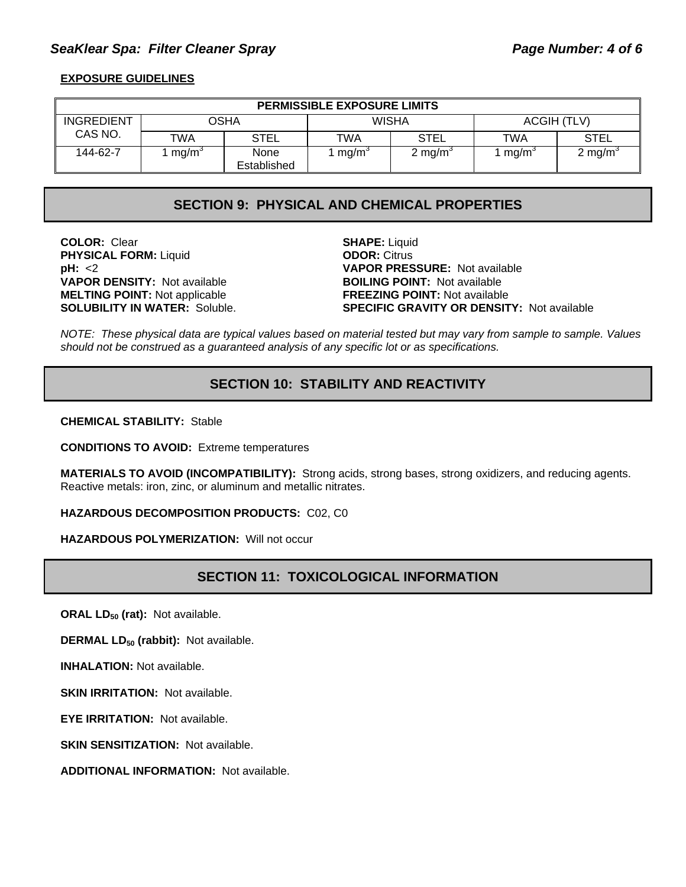**EXPOSURE GUIDELINES**

| PERMISSIBLE EXPOSURE LIMITS | | | | | | |
|---|---|---|---|---|---|---|
| INGREDIENT CAS NO. | OSHA | | WISHA | | ACGIH (TLV) | |
| | TWA | STEL | TWA | STEL | TWA | STEL |
| 144-62-7 | 1 $mg/m^3$ | None Established | 1 $mg/m^3$ | 2 $mg/m^3$ | 1 $mg/m^3$ | 2 $mg/m^3$ |

## SECTION 9: PHYSICAL AND CHEMICAL PROPERTIES

**COLOR:** Clear
**PHYSICAL FORM:** Liquid
**pH:** <2
**VAPOR DENSITY:** Not available
**MELTING POINT:** Not applicable
**SOLUBILITY IN WATER:** Soluble.
**SHAPE:** Liquid
**ODOR:** Citrus
**VAPOR PRESSURE:** Not available
**BOILING POINT:** Not available
**FREEZING POINT:** Not available
**SPECIFIC GRAVITY OR DENSITY:** Not available

*NOTE: These physical data are typical values based on material tested but may vary from sample to sample. Values should not be construed as a guaranteed analysis of any specific lot or as specifications.*

## SECTION 10: STABILITY AND REACTIVITY

**CHEMICAL STABILITY:** Stable

**CONDITIONS TO AVOID:** Extreme temperatures

**MATERIALS TO AVOID (INCOMPATIBILITY):** Strong acids, strong bases, strong oxidizers, and reducing agents. Reactive metals: iron, zinc, or aluminum and metallic nitrates.

**HAZARDOUS DECOMPOSITION PRODUCTS:** C02, C0

**HAZARDOUS POLYMERIZATION:** Will not occur

## SECTION 11: TOXICOLOGICAL INFORMATION

**ORAL $LD_{50}$ (rat):** Not available.

**DERMAL $LD_{50}$ (rabbit):** Not available.

**INHALATION:** Not available.

**SKIN IRRITATION:** Not available.

**EYE IRRITATION:** Not available.

**SKIN SENSITIZATION:** Not available.

**ADDITIONAL INFORMATION:** Not available.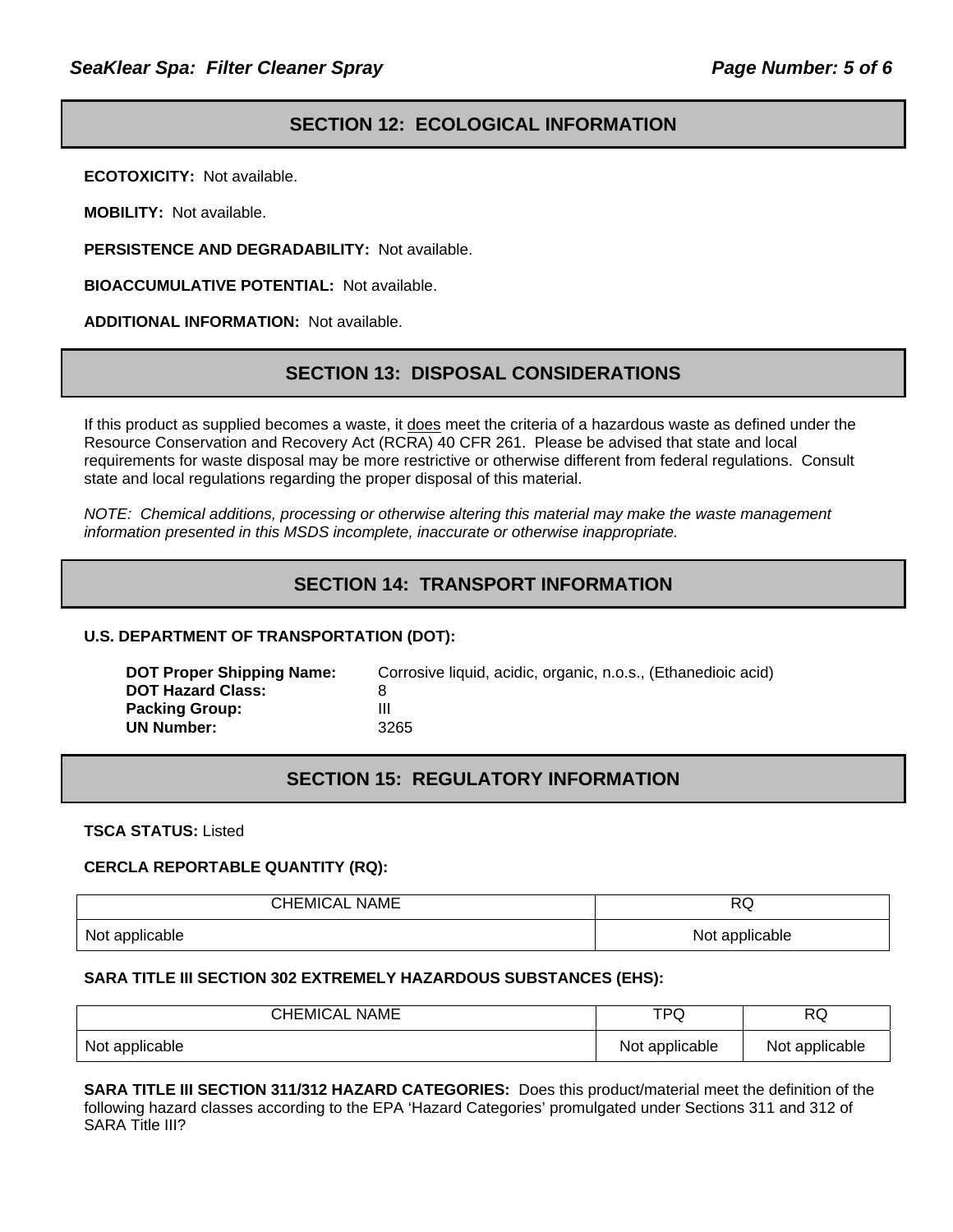## SECTION 12: ECOLOGICAL INFORMATION

**ECOTOXICITY:** Not available.

**MOBILITY:** Not available.

**PERSISTENCE AND DEGRADABILITY:** Not available.

**BIOACCUMULATIVE POTENTIAL:** Not available.

**ADDITIONAL INFORMATION:** Not available.

## SECTION 13: DISPOSAL CONSIDERATIONS

If this product as supplied becomes a waste, it does meet the criteria of a hazardous waste as defined under the Resource Conservation and Recovery Act (RCRA) 40 CFR 261. Please be advised that state and local requirements for waste disposal may be more restrictive or otherwise different from federal regulations. Consult state and local regulations regarding the proper disposal of this material.

*NOTE: Chemical additions, processing or otherwise altering this material may make the waste management information presented in this MSDS incomplete, inaccurate or otherwise inappropriate.*

## SECTION 14: TRANSPORT INFORMATION

**U.S. DEPARTMENT OF TRANSPORTATION (DOT):**

**DOT Proper Shipping Name:** Corrosive liquid, acidic, organic, n.o.s., (Ethanedioic acid)
**DOT Hazard Class:** 8
**Packing Group:** III
**UN Number:** 3265

## SECTION 15: REGULATORY INFORMATION

**TSCA STATUS:** Listed

**CERCLA REPORTABLE QUANTITY (RQ):**

| CHEMICAL NAME | RQ |
|---|---|
| Not applicable | Not applicable |

**SARA TITLE III SECTION 302 EXTREMELY HAZARDOUS SUBSTANCES (EHS):**

| CHEMICAL NAME | TPQ | RQ |
|---|---|---|
| Not applicable | Not applicable | Not applicable |

**SARA TITLE III SECTION 311/312 HAZARD CATEGORIES:** Does this product/material meet the definition of the following hazard classes according to the EPA 'Hazard Categories' promulgated under Sections 311 and 312 of SARA Title III?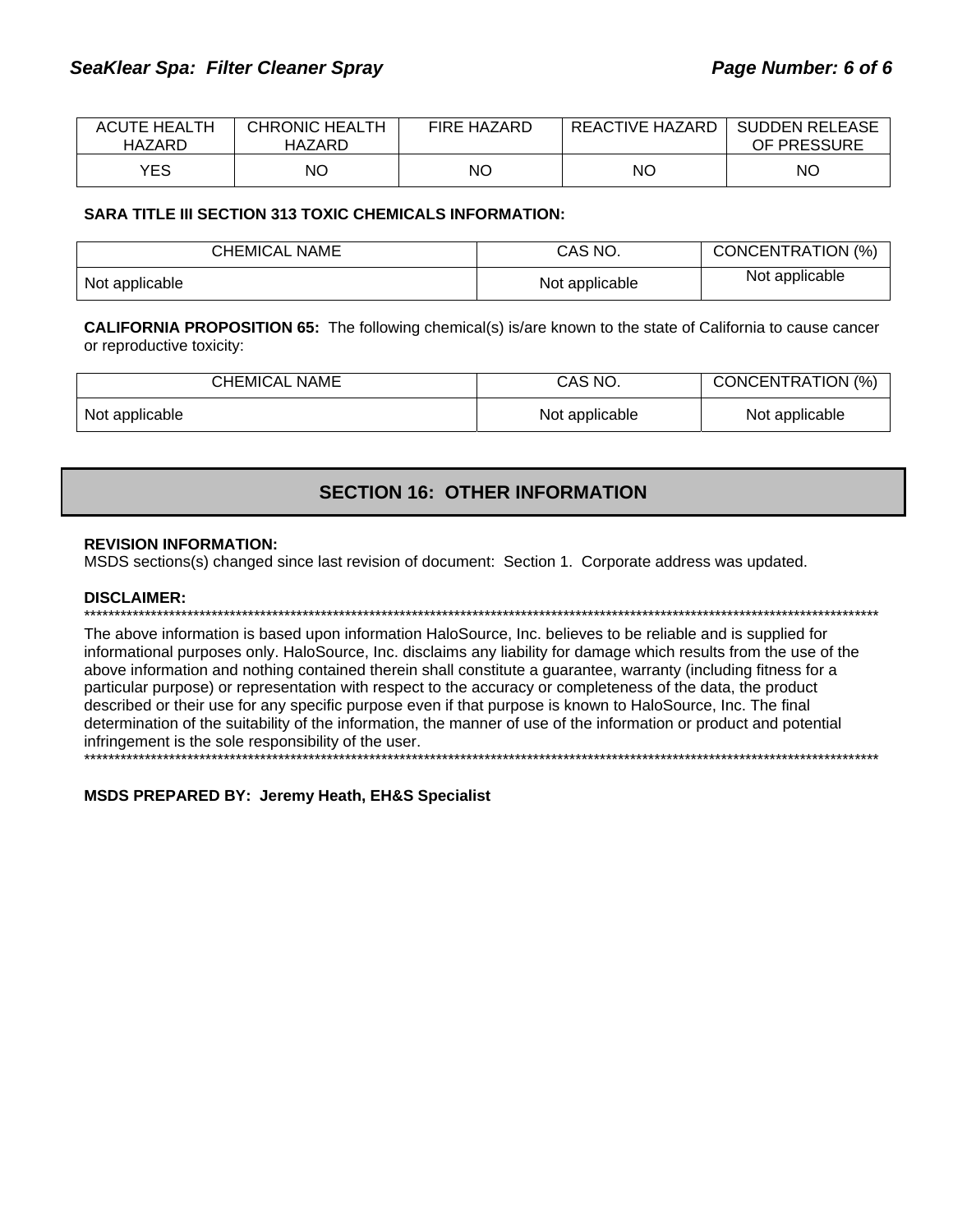| ACUTE HEALTH HAZARD | CHRONIC HEALTH HAZARD | FIRE HAZARD | REACTIVE HAZARD | SUDDEN RELEASE OF PRESSURE |
|---|---|---|---|---|
| YES | NO | NO | NO | NO |

**SARA TITLE III SECTION 313 TOXIC CHEMICALS INFORMATION:**

| CHEMICAL NAME | CAS NO. | CONCENTRATION (%) |
|---|---|---|
| Not applicable | Not applicable | Not applicable |

**CALIFORNIA PROPOSITION 65:** The following chemical(s) is/are known to the state of California to cause cancer or reproductive toxicity:

| CHEMICAL NAME | CAS NO. | CONCENTRATION (%) |
|---|---|---|
| Not applicable | Not applicable | Not applicable |

## SECTION 16: OTHER INFORMATION

**REVISION INFORMATION:**
MSDS sections(s) changed since last revision of document: Section 1. Corporate address was updated.

**DISCLAIMER:**
*************************************************************************************************************************************
The above information is based upon information HaloSource, Inc. believes to be reliable and is supplied for informational purposes only. HaloSource, Inc. disclaims any liability for damage which results from the use of the above information and nothing contained therein shall constitute a guarantee, warranty (including fitness for a particular purpose) or representation with respect to the accuracy or completeness of the data, the product described or their use for any specific purpose even if that purpose is known to HaloSource, Inc. The final determination of the suitability of the information, the manner of use of the information or product and potential infringement is the sole responsibility of the user.
*************************************************************************************************************************************

**MSDS PREPARED BY: Jeremy Heath, EH&S Specialist**